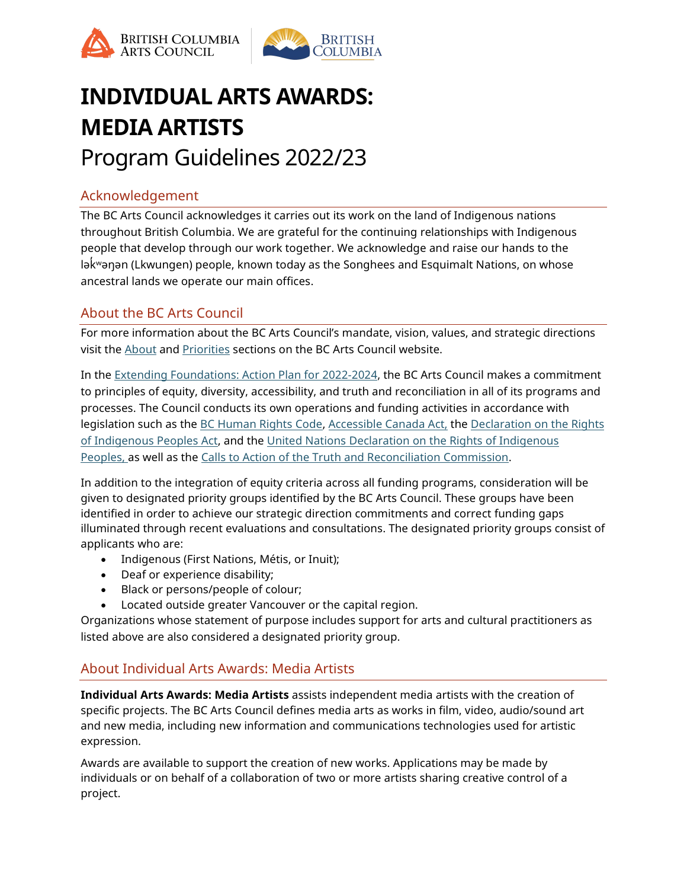# INDIVIDUAL ARTS AWARDS: MEDIA ARTISTS

Program Guidelines 2022/23

## Acknowledgement

The BC Arts Council acknowledges it carries out its work on the land of Indigenous nations throughout British Columbia. We are grateful for the continuing relationships with Indigenous people that develop through our work together. We acknowledge and raise our hands to the lək̓ʷəŋən (Lkwungen) people, known today as the Songhees and Esquimalt Nations, on whose ancestral lands we operate our main offices.

## About the BC Arts Council

For more information about the BC Arts Council's mandate, vision, values, and strategic directions visit the About and Priorities sections on the BC Arts Council website.

In the Extending Foundations: Action Plan for 2022-2024, the BC Arts Council makes a commitment to principles of equity, diversity, accessibility, and truth and reconciliation in all of its programs and processes. The Council conducts its own operations and funding activities in accordance with legislation such as the BC Human Rights Code, Accessible Canada Act, the Declaration on the Rights of Indigenous Peoples Act, and the United Nations Declaration on the Rights of Indigenous Peoples, as well as the Calls to Action of the Truth and Reconciliation Commission.

In addition to the integration of equity criteria across all funding programs, consideration will be given to designated priority groups identified by the BC Arts Council. These groups have been identified in order to achieve our strategic direction commitments and correct funding gaps illuminated through recent evaluations and consultations. The designated priority groups consist of applicants who are:

- Indigenous (First Nations, Métis, or Inuit);
- Deaf or experience disability;
- Black or persons/people of colour;
- Located outside greater Vancouver or the capital region.

Organizations whose statement of purpose includes support for arts and cultural practitioners as listed above are also considered a designated priority group.

## About Individual Arts Awards: Media Artists

**Individual Arts Awards: Media Artists** assists independent media artists with the creation of specific projects. The BC Arts Council defines media arts as works in film, video, audio/sound art and new media, including new information and communications technologies used for artistic expression.

Awards are available to support the creation of new works. Applications may be made by individuals or on behalf of a collaboration of two or more artists sharing creative control of a project.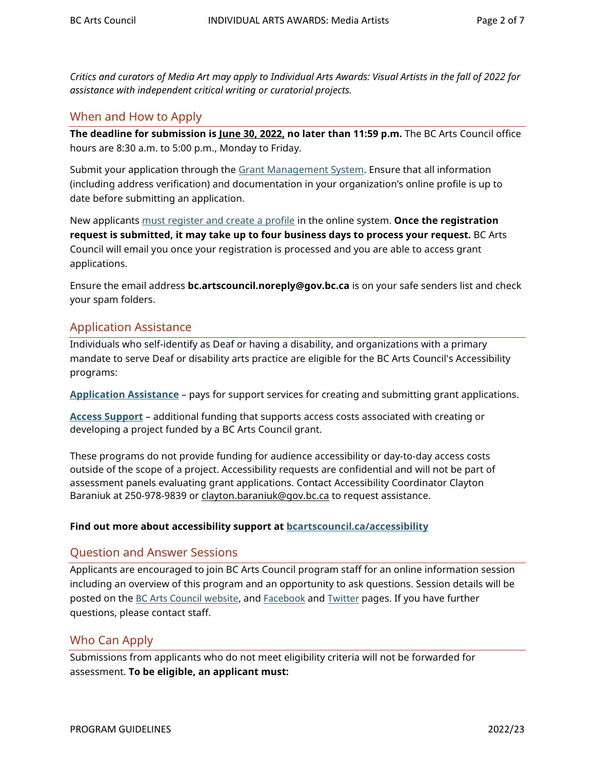*Critics and curators of Media Art may apply to Individual Arts Awards: Visual Artists in the fall of 2022 for assistance with independent critical writing or curatorial projects.*

## When and How to Apply

**The deadline for submission is June 30, 2022, no later than 11:59 p.m.** The BC Arts Council office hours are 8:30 a.m. to 5:00 p.m., Monday to Friday.

Submit your application through the Grant Management System. Ensure that all information (including address verification) and documentation in your organization's online profile is up to date before submitting an application.

New applicants must register and create a profile in the online system. **Once the registration request is submitted, it may take up to four business days to process your request.** BC Arts Council will email you once your registration is processed and you are able to access grant applications.

Ensure the email address **bc.artscouncil.noreply@gov.bc.ca** is on your safe senders list and check your spam folders.

## Application Assistance

Individuals who self-identify as Deaf or having a disability, and organizations with a primary mandate to serve Deaf or disability arts practice are eligible for the BC Arts Council's Accessibility programs:

**Application Assistance** – pays for support services for creating and submitting grant applications.

**Access Support** – additional funding that supports access costs associated with creating or developing a project funded by a BC Arts Council grant.

These programs do not provide funding for audience accessibility or day-to-day access costs outside of the scope of a project. Accessibility requests are confidential and will not be part of assessment panels evaluating grant applications. Contact Accessibility Coordinator Clayton Baraniuk at 250-978-9839 or clayton.baraniuk@gov.bc.ca to request assistance.

**Find out more about accessibility support at bcartscouncil.ca/accessibility**

## Question and Answer Sessions

Applicants are encouraged to join BC Arts Council program staff for an online information session including an overview of this program and an opportunity to ask questions. Session details will be posted on the BC Arts Council website, and Facebook and Twitter pages. If you have further questions, please contact staff.

## Who Can Apply

Submissions from applicants who do not meet eligibility criteria will not be forwarded for assessment. **To be eligible, an applicant must:**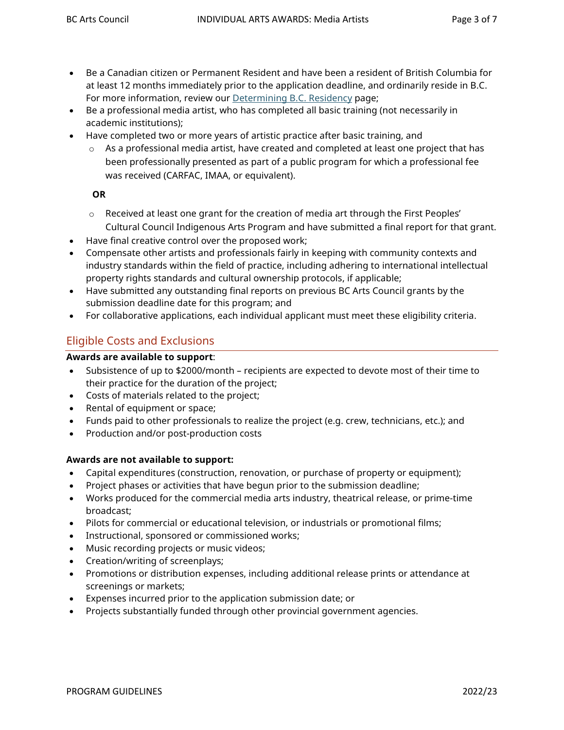- Be a Canadian citizen or Permanent Resident and have been a resident of British Columbia for at least 12 months immediately prior to the application deadline, and ordinarily reside in B.C. For more information, review our Determining B.C. Residency page;
- Be a professional media artist, who has completed all basic training (not necessarily in academic institutions);
- Have completed two or more years of artistic practice after basic training, and
  - As a professional media artist, have created and completed at least one project that has been professionally presented as part of a public program for which a professional fee was received (CARFAC, IMAA, or equivalent).

  **OR**

  - Received at least one grant for the creation of media art through the First Peoples' Cultural Council Indigenous Arts Program and have submitted a final report for that grant.
- Have final creative control over the proposed work;
- Compensate other artists and professionals fairly in keeping with community contexts and industry standards within the field of practice, including adhering to international intellectual property rights standards and cultural ownership protocols, if applicable;
- Have submitted any outstanding final reports on previous BC Arts Council grants by the submission deadline date for this program; and
- For collaborative applications, each individual applicant must meet these eligibility criteria.

## Eligible Costs and Exclusions

**Awards are available to support**:

- Subsistence of up to $2000/month – recipients are expected to devote most of their time to their practice for the duration of the project;
- Costs of materials related to the project;
- Rental of equipment or space;
- Funds paid to other professionals to realize the project (e.g. crew, technicians, etc.); and
- Production and/or post-production costs

**Awards are not available to support:**

- Capital expenditures (construction, renovation, or purchase of property or equipment);
- Project phases or activities that have begun prior to the submission deadline;
- Works produced for the commercial media arts industry, theatrical release, or prime-time broadcast;
- Pilots for commercial or educational television, or industrials or promotional films;
- Instructional, sponsored or commissioned works;
- Music recording projects or music videos;
- Creation/writing of screenplays;
- Promotions or distribution expenses, including additional release prints or attendance at screenings or markets;
- Expenses incurred prior to the application submission date; or
- Projects substantially funded through other provincial government agencies.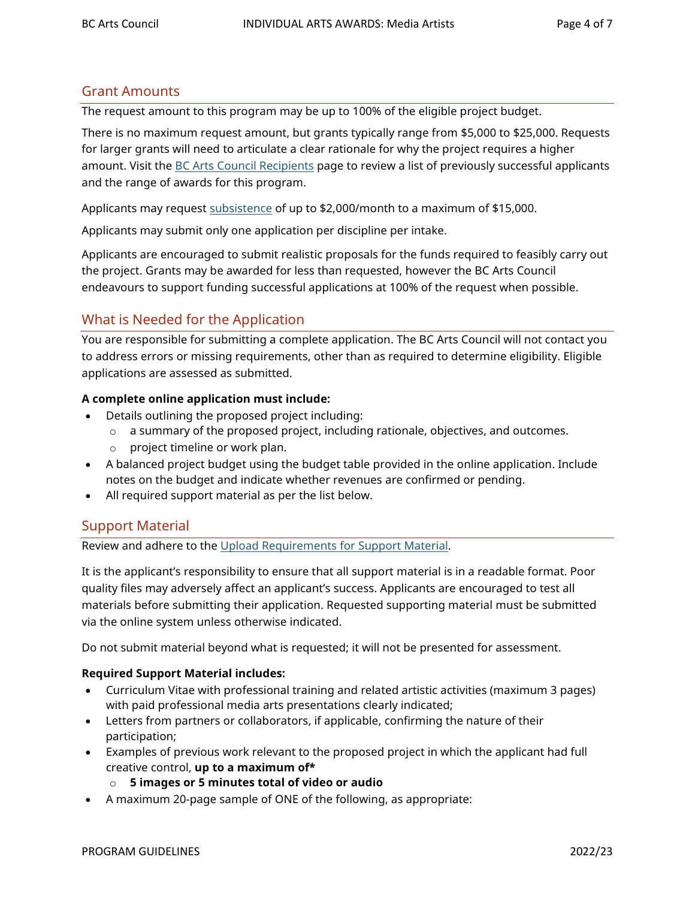## Grant Amounts

The request amount to this program may be up to 100% of the eligible project budget.

There is no maximum request amount, but grants typically range from $5,000 to $25,000. Requests for larger grants will need to articulate a clear rationale for why the project requires a higher amount. Visit the BC Arts Council Recipients page to review a list of previously successful applicants and the range of awards for this program.

Applicants may request subsistence of up to $2,000/month to a maximum of $15,000.

Applicants may submit only one application per discipline per intake.

Applicants are encouraged to submit realistic proposals for the funds required to feasibly carry out the project. Grants may be awarded for less than requested, however the BC Arts Council endeavours to support funding successful applications at 100% of the request when possible.

## What is Needed for the Application

You are responsible for submitting a complete application. The BC Arts Council will not contact you to address errors or missing requirements, other than as required to determine eligibility. Eligible applications are assessed as submitted.

**A complete online application must include:**

- Details outlining the proposed project including:
  - a summary of the proposed project, including rationale, objectives, and outcomes.
  - project timeline or work plan.
- A balanced project budget using the budget table provided in the online application. Include notes on the budget and indicate whether revenues are confirmed or pending.
- All required support material as per the list below.

## Support Material

Review and adhere to the Upload Requirements for Support Material.

It is the applicant's responsibility to ensure that all support material is in a readable format. Poor quality files may adversely affect an applicant's success. Applicants are encouraged to test all materials before submitting their application. Requested supporting material must be submitted via the online system unless otherwise indicated.

Do not submit material beyond what is requested; it will not be presented for assessment.

**Required Support Material includes:**

- Curriculum Vitae with professional training and related artistic activities (maximum 3 pages) with paid professional media arts presentations clearly indicated;
- Letters from partners or collaborators, if applicable, confirming the nature of their participation;
- Examples of previous work relevant to the proposed project in which the applicant had full creative control, **up to a maximum of***
  - **5 images or 5 minutes total of video or audio**
- A maximum 20-page sample of ONE of the following, as appropriate: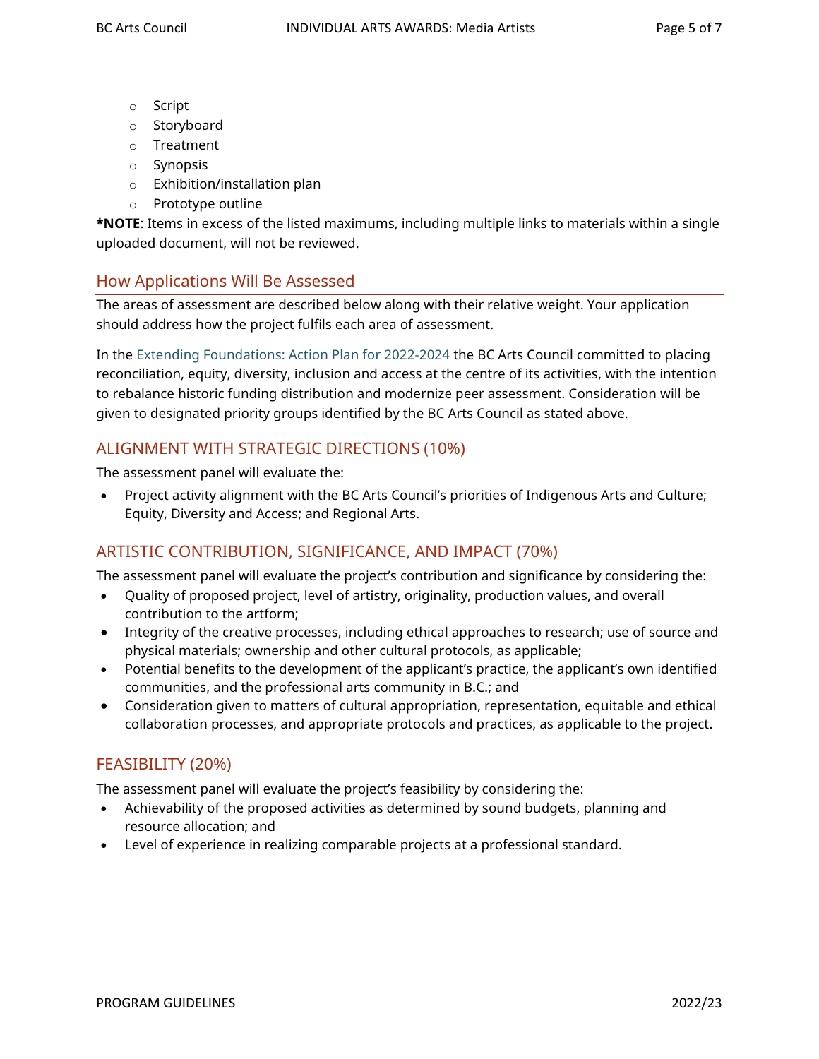- Script
- Storyboard
- Treatment
- Synopsis
- Exhibition/installation plan
- Prototype outline

***NOTE**: Items in excess of the listed maximums, including multiple links to materials within a single uploaded document, will not be reviewed.

## How Applications Will Be Assessed

The areas of assessment are described below along with their relative weight. Your application should address how the project fulfils each area of assessment.

In the [Extending Foundations: Action Plan for 2022-2024](#) the BC Arts Council committed to placing reconciliation, equity, diversity, inclusion and access at the centre of its activities, with the intention to rebalance historic funding distribution and modernize peer assessment. Consideration will be given to designated priority groups identified by the BC Arts Council as stated above.

### ALIGNMENT WITH STRATEGIC DIRECTIONS (10%)

The assessment panel will evaluate the:

- Project activity alignment with the BC Arts Council's priorities of Indigenous Arts and Culture; Equity, Diversity and Access; and Regional Arts.

### ARTISTIC CONTRIBUTION, SIGNIFICANCE, AND IMPACT (70%)

The assessment panel will evaluate the project's contribution and significance by considering the:

- Quality of proposed project, level of artistry, originality, production values, and overall contribution to the artform;
- Integrity of the creative processes, including ethical approaches to research; use of source and physical materials; ownership and other cultural protocols, as applicable;
- Potential benefits to the development of the applicant's practice, the applicant's own identified communities, and the professional arts community in B.C.; and
- Consideration given to matters of cultural appropriation, representation, equitable and ethical collaboration processes, and appropriate protocols and practices, as applicable to the project.

### FEASIBILITY (20%)

The assessment panel will evaluate the project's feasibility by considering the:

- Achievability of the proposed activities as determined by sound budgets, planning and resource allocation; and
- Level of experience in realizing comparable projects at a professional standard.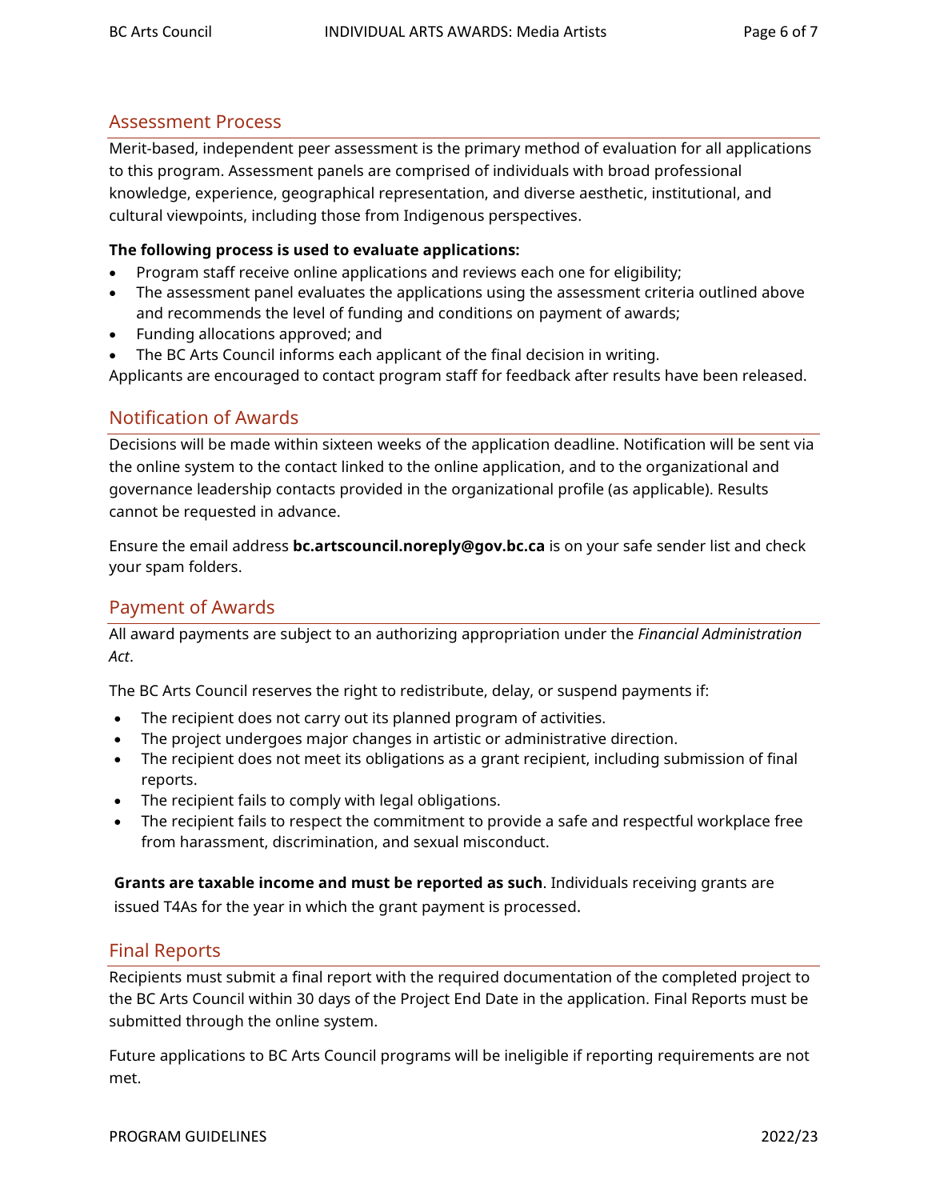## Assessment Process

Merit-based, independent peer assessment is the primary method of evaluation for all applications to this program. Assessment panels are comprised of individuals with broad professional knowledge, experience, geographical representation, and diverse aesthetic, institutional, and cultural viewpoints, including those from Indigenous perspectives.

**The following process is used to evaluate applications:**

- Program staff receive online applications and reviews each one for eligibility;
- The assessment panel evaluates the applications using the assessment criteria outlined above and recommends the level of funding and conditions on payment of awards;
- Funding allocations approved; and
- The BC Arts Council informs each applicant of the final decision in writing.

Applicants are encouraged to contact program staff for feedback after results have been released.

## Notification of Awards

Decisions will be made within sixteen weeks of the application deadline. Notification will be sent via the online system to the contact linked to the online application, and to the organizational and governance leadership contacts provided in the organizational profile (as applicable). Results cannot be requested in advance.

Ensure the email address **bc.artscouncil.noreply@gov.bc.ca** is on your safe sender list and check your spam folders.

## Payment of Awards

All award payments are subject to an authorizing appropriation under the *Financial Administration Act*.

The BC Arts Council reserves the right to redistribute, delay, or suspend payments if:

- The recipient does not carry out its planned program of activities.
- The project undergoes major changes in artistic or administrative direction.
- The recipient does not meet its obligations as a grant recipient, including submission of final reports.
- The recipient fails to comply with legal obligations.
- The recipient fails to respect the commitment to provide a safe and respectful workplace free from harassment, discrimination, and sexual misconduct.

**Grants are taxable income and must be reported as such**. Individuals receiving grants are issued T4As for the year in which the grant payment is processed.

## Final Reports

Recipients must submit a final report with the required documentation of the completed project to the BC Arts Council within 30 days of the Project End Date in the application. Final Reports must be submitted through the online system.

Future applications to BC Arts Council programs will be ineligible if reporting requirements are not met.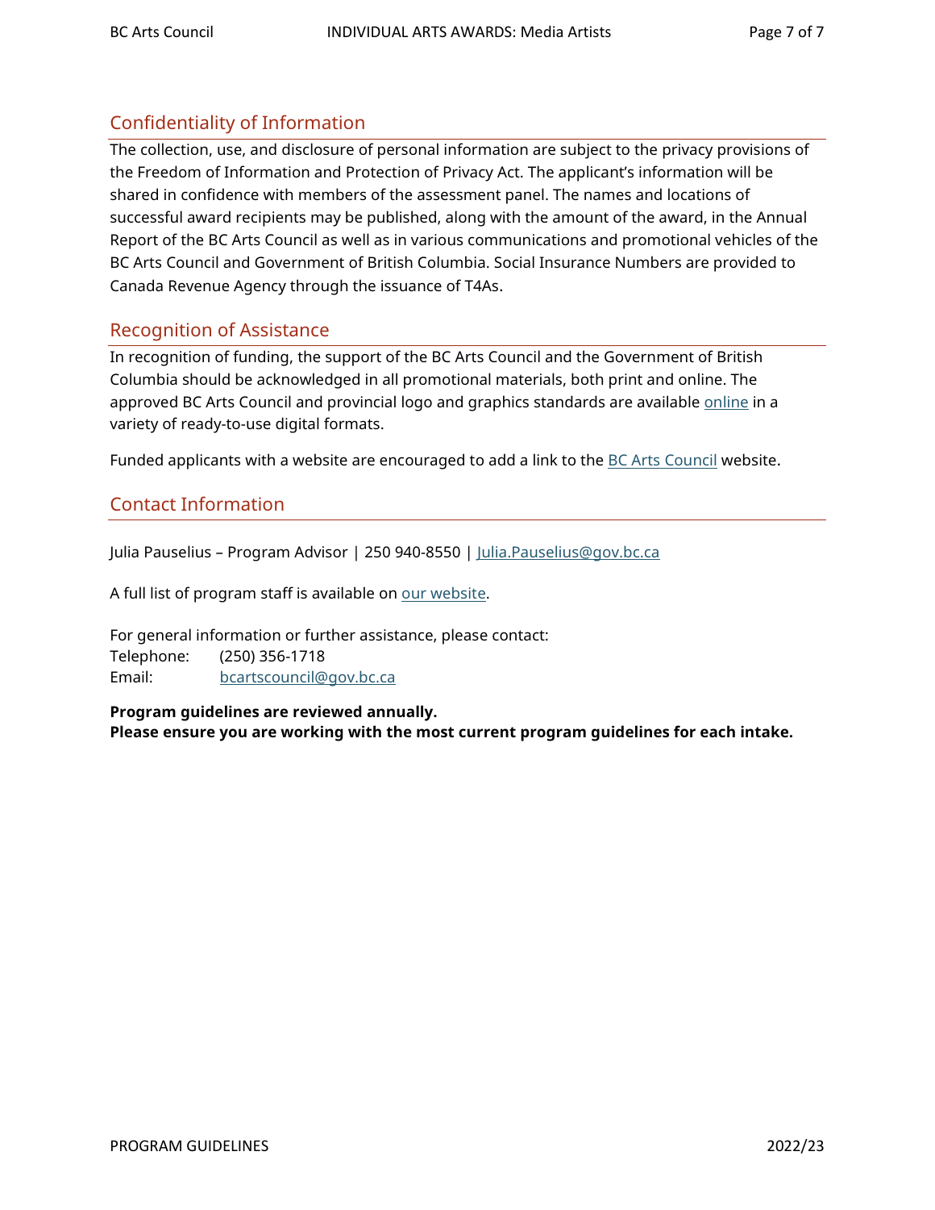## Confidentiality of Information

The collection, use, and disclosure of personal information are subject to the privacy provisions of the Freedom of Information and Protection of Privacy Act. The applicant's information will be shared in confidence with members of the assessment panel. The names and locations of successful award recipients may be published, along with the amount of the award, in the Annual Report of the BC Arts Council as well as in various communications and promotional vehicles of the BC Arts Council and Government of British Columbia. Social Insurance Numbers are provided to Canada Revenue Agency through the issuance of T4As.

## Recognition of Assistance

In recognition of funding, the support of the BC Arts Council and the Government of British Columbia should be acknowledged in all promotional materials, both print and online. The approved BC Arts Council and provincial logo and graphics standards are available online in a variety of ready-to-use digital formats.

Funded applicants with a website are encouraged to add a link to the BC Arts Council website.

## Contact Information

Julia Pauselius – Program Advisor | 250 940-8550 | Julia.Pauselius@gov.bc.ca

A full list of program staff is available on our website.

For general information or further assistance, please contact:
Telephone: (250) 356-1718
Email: bcartscouncil@gov.bc.ca

**Program guidelines are reviewed annually.**
**Please ensure you are working with the most current program guidelines for each intake.**